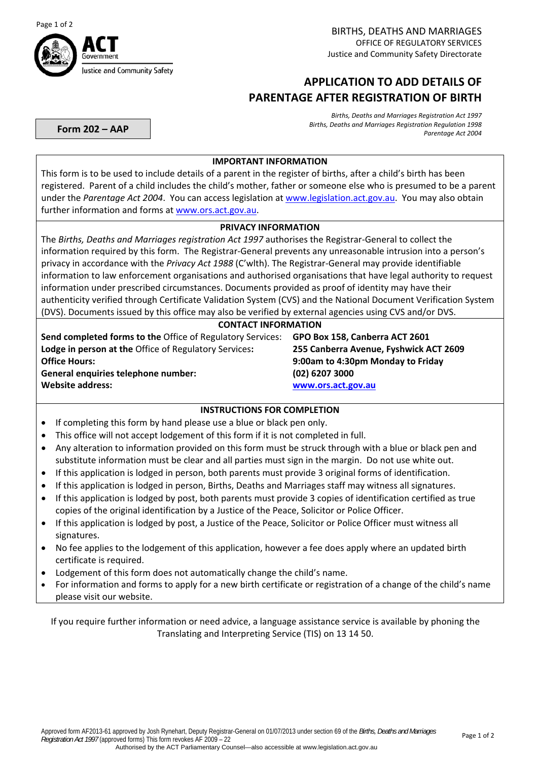BIRTHS, DEATHS AND MARRIAGES
OFFICE OF REGULATORY SERVICES
Justice and Community Safety Directorate

# APPLICATION TO ADD DETAILS OF PARENTAGE AFTER REGISTRATION OF BIRTH

**Form 202 – AAP**

*Births, Deaths and Marriages Registration Act 1997*
*Births, Deaths and Marriages Registration Regulation 1998*
*Parentage Act 2004*

## IMPORTANT INFORMATION

This form is to be used to include details of a parent in the register of births, after a child's birth has been registered. Parent of a child includes the child's mother, father or someone else who is presumed to be a parent under the *Parentage Act 2004*. You can access legislation at www.legislation.act.gov.au. You may also obtain further information and forms at www.ors.act.gov.au.

## PRIVACY INFORMATION

The *Births, Deaths and Marriages registration Act 1997* authorises the Registrar-General to collect the information required by this form. The Registrar-General prevents any unreasonable intrusion into a person's privacy in accordance with the *Privacy Act 1988* (C'wlth). The Registrar-General may provide identifiable information to law enforcement organisations and authorised organisations that have legal authority to request information under prescribed circumstances. Documents provided as proof of identity may have their authenticity verified through Certificate Validation System (CVS) and the National Document Verification System (DVS). Documents issued by this office may also be verified by external agencies using CVS and/or DVS.

## CONTACT INFORMATION

| | |
|---|---|
| **Send completed forms to the** Office of Regulatory Services: | **GPO Box 158, Canberra ACT 2601** |
| **Lodge in person at the** Office of Regulatory Services**:** | **255 Canberra Avenue, Fyshwick ACT 2609** |
| **Office Hours:** | **9:00am to 4:30pm Monday to Friday** |
| **General enquiries telephone number:** | **(02) 6207 3000** |
| **Website address:** | **www.ors.act.gov.au** |

## INSTRUCTIONS FOR COMPLETION

- If completing this form by hand please use a blue or black pen only.
- This office will not accept lodgement of this form if it is not completed in full.
- Any alteration to information provided on this form must be struck through with a blue or black pen and substitute information must be clear and all parties must sign in the margin. Do not use white out.
- If this application is lodged in person, both parents must provide 3 original forms of identification.
- If this application is lodged in person, Births, Deaths and Marriages staff may witness all signatures.
- If this application is lodged by post, both parents must provide 3 copies of identification certified as true copies of the original identification by a Justice of the Peace, Solicitor or Police Officer.
- If this application is lodged by post, a Justice of the Peace, Solicitor or Police Officer must witness all signatures.
- No fee applies to the lodgement of this application, however a fee does apply where an updated birth certificate is required.
- Lodgement of this form does not automatically change the child's name.
- For information and forms to apply for a new birth certificate or registration of a change of the child's name please visit our website.

If you require further information or need advice, a language assistance service is available by phoning the Translating and Interpreting Service (TIS) on 13 14 50.

Approved form AF2013-61 approved by Josh Rynehart, Deputy Registrar-General on 01/07/2013 under section 69 of the *Births, Deaths and Marriages Registration Act 1997* (approved forms) This form revokes AF 2009 – 22

Authorised by the ACT Parliamentary Counsel—also accessible at www.legislation.act.gov.au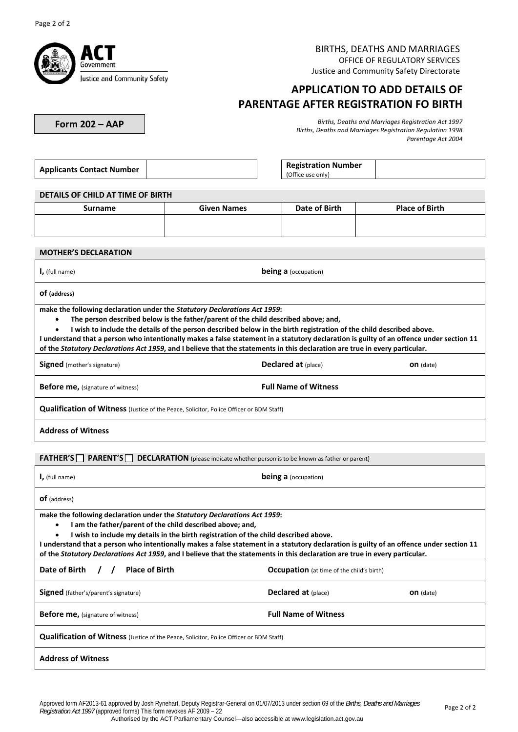ACT Government
Justice and Community Safety

BIRTHS, DEATHS AND MARRIAGES
OFFICE OF REGULATORY SERVICES
Justice and Community Safety Directorate

# APPLICATION TO ADD DETAILS OF PARENTAGE AFTER REGISTRATION FO BIRTH

**Form 202 – AAP**

*Births, Deaths and Marriages Registration Act 1997*
*Births, Deaths and Marriages Registration Regulation 1998*
*Parentage Act 2004*

| **Applicants Contact Number** | | **Registration Number** (Office use only) | |
|---|---|---|---|

## DETAILS OF CHILD AT TIME OF BIRTH

| Surname | Given Names | Date of Birth | Place of Birth |
|---|---|---|---|
| | | | |

## MOTHER'S DECLARATION

**I,** (full name) **being a** (occupation)

**of (address)**

**make the following declaration under the *Statutory Declarations Act 1959*:**

- **The person described below is the father/parent of the child described above; and,**
- **I wish to include the details of the person described below in the birth registration of the child described above.**

**I understand that a person who intentionally makes a false statement in a statutory declaration is guilty of an offence under section 11 of the *Statutory Declarations Act 1959*, and I believe that the statements in this declaration are true in every particular.**

**Signed** (mother's signature) **Declared at** (place) **on** (date)

**Before me,** (signature of witness) **Full Name of Witness**

**Qualification of Witness** (Justice of the Peace, Solicitor, Police Officer or BDM Staff)

**Address of Witness**

## FATHER'S ☐ PARENT'S ☐ DECLARATION (please indicate whether person is to be known as father or parent)

**I,** (full name) **being a** (occupation)

**of** (address)

**make the following declaration under the *Statutory Declarations Act 1959*:**

- **I am the father/parent of the child described above; and,**
- **I wish to include my details in the birth registration of the child described above.**

**I understand that a person who intentionally makes a false statement in a statutory declaration is guilty of an offence under section 11 of the *Statutory Declarations Act 1959*, and I believe that the statements in this declaration are true in every particular.**

**Date of Birth / / Place of Birth** **Occupation** (at time of the child's birth)

**Signed** (father's/parent's signature) **Declared at** (place) **on** (date)

**Before me,** (signature of witness) **Full Name of Witness**

**Qualification of Witness** (Justice of the Peace, Solicitor, Police Officer or BDM Staff)

**Address of Witness**

Approved form AF2013-61 approved by Josh Rynehart, Deputy Registrar-General on 01/07/2013 under section 69 of the *Births, Deaths and Marriages Registration Act 1997* (approved forms) This form revokes AF 2009 – 22
Authorised by the ACT Parliamentary Counsel—also accessible at www.legislation.act.gov.au